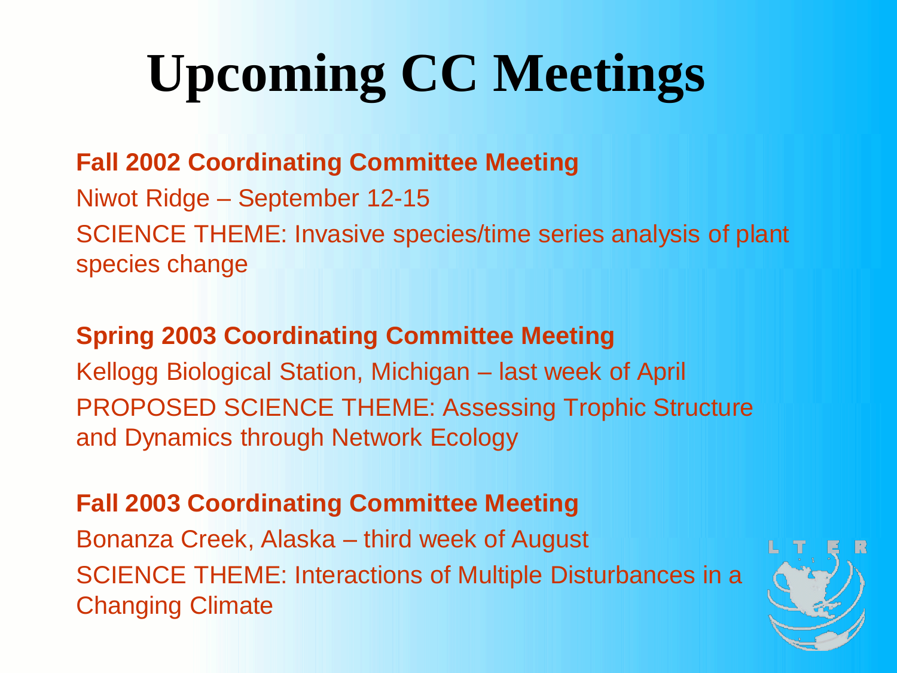# Upcoming CC Meetings

**Fall 2002 Coordinating Committee Meeting**

Niwot Ridge – September 12-15

SCIENCE THEME: Invasive species/time series analysis of plant species change

**Spring 2003 Coordinating Committee Meeting**

Kellogg Biological Station, Michigan – last week of April

PROPOSED SCIENCE THEME: Assessing Trophic Structure and Dynamics through Network Ecology

**Fall 2003 Coordinating Committee Meeting**

Bonanza Creek, Alaska – third week of August

SCIENCE THEME: Interactions of Multiple Disturbances in a Changing Climate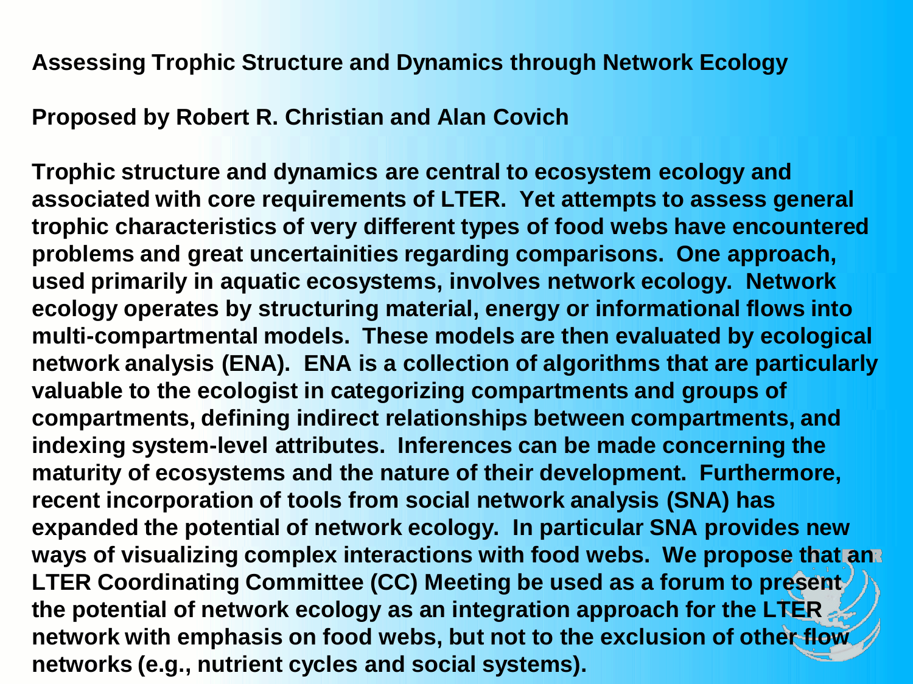**Assessing Trophic Structure and Dynamics through Network Ecology**

**Proposed by Robert R. Christian and Alan Covich**

**Trophic structure and dynamics are central to ecosystem ecology and associated with core requirements of LTER. Yet attempts to assess general trophic characteristics of very different types of food webs have encountered problems and great uncertainities regarding comparisons. One approach, used primarily in aquatic ecosystems, involves network ecology. Network ecology operates by structuring material, energy or informational flows into multi-compartmental models. These models are then evaluated by ecological network analysis (ENA). ENA is a collection of algorithms that are particularly valuable to the ecologist in categorizing compartments and groups of compartments, defining indirect relationships between compartments, and indexing system-level attributes. Inferences can be made concerning the maturity of ecosystems and the nature of their development. Furthermore, recent incorporation of tools from social network analysis (SNA) has expanded the potential of network ecology. In particular SNA provides new ways of visualizing complex interactions with food webs. We propose that an LTER Coordinating Committee (CC) Meeting be used as a forum to present the potential of network ecology as an integration approach for the LTER network with emphasis on food webs, but not to the exclusion of other flow networks (e.g., nutrient cycles and social systems).**